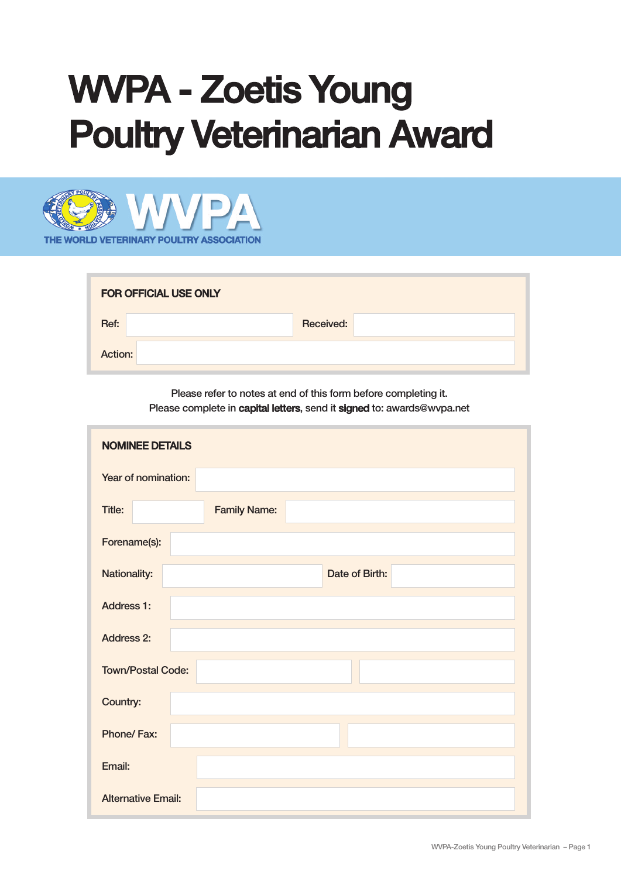# WVPA - Zoetis Young Poultry Veterinarian Award

WVPA
THE WORLD VETERINARY POULTRY ASSOCIATION

## FOR OFFICIAL USE ONLY

Ref: Received:

Action:

Please refer to notes at end of this form before completing it.
Please complete in **capital letters**, send it **signed** to: awards@wvpa.net

## NOMINEE DETAILS

Year of nomination:

Title: Family Name:

Forename(s):

Nationality: Date of Birth:

Address 1:

Address 2:

Town/Postal Code:

Country:

Phone/ Fax:

Email:

Alternative Email: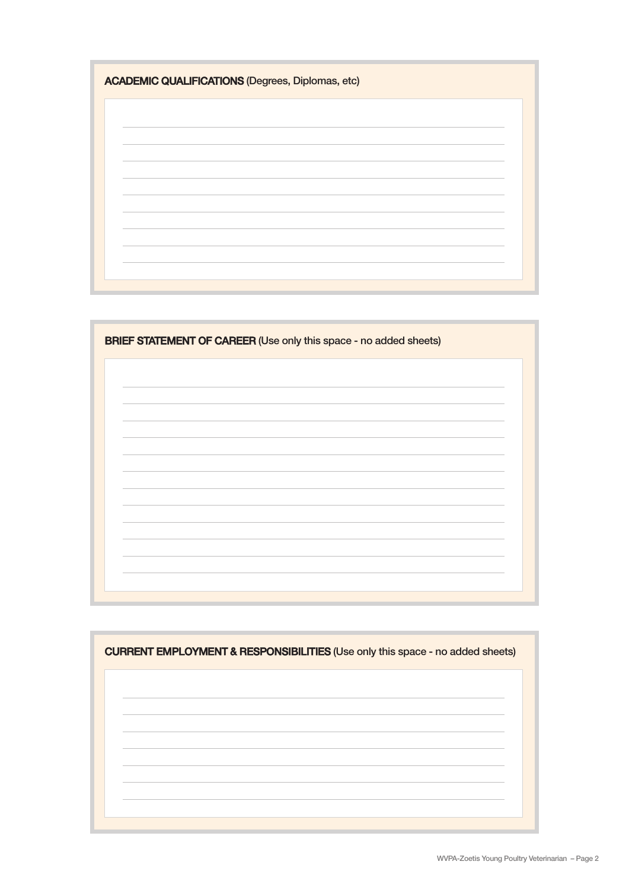**ACADEMIC QUALIFICATIONS** (Degrees, Diplomas, etc)

**BRIEF STATEMENT OF CAREER** (Use only this space - no added sheets)

**CURRENT EMPLOYMENT & RESPONSIBILITIES** (Use only this space - no added sheets)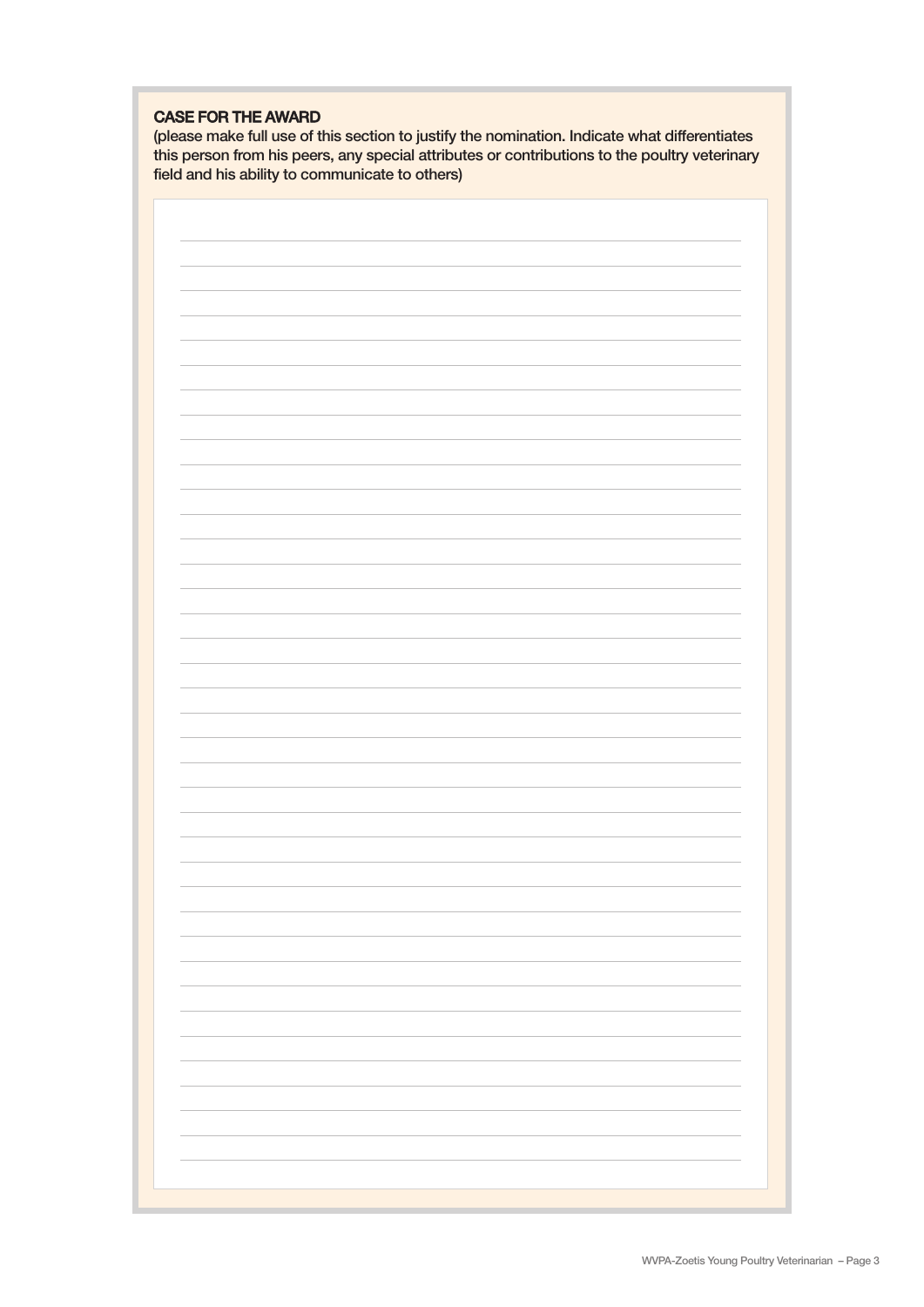**CASE FOR THE AWARD**
(please make full use of this section to justify the nomination. Indicate what differentiates this person from his peers, any special attributes or contributions to the poultry veterinary field and his ability to communicate to others)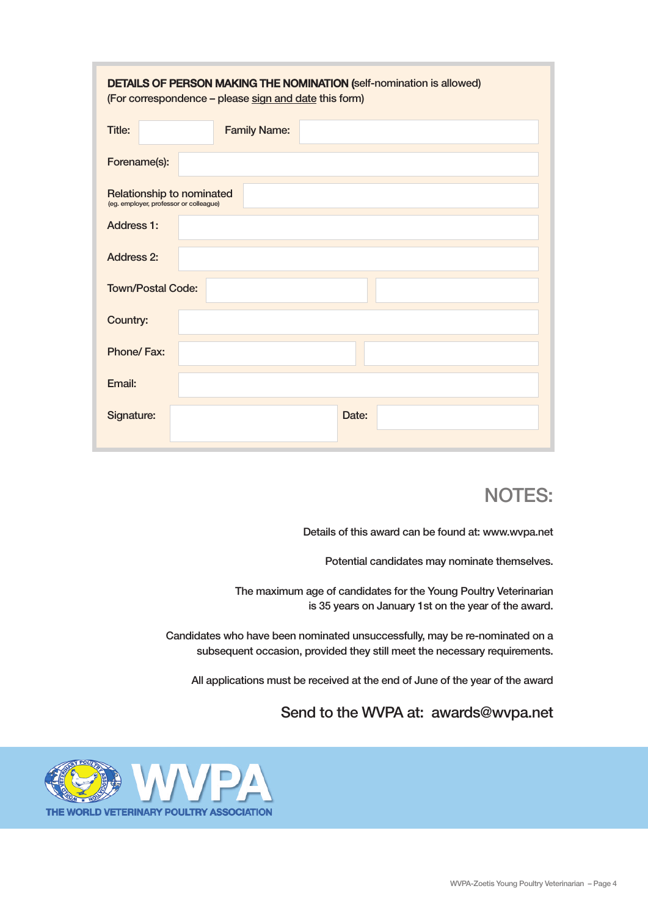**DETAILS OF PERSON MAKING THE NOMINATION** (self-nomination is allowed)
(For correspondence – please sign and date this form)

| | | | |
|---|---|---|---|
| Title: | | Family Name: | |
| Forename(s): | | | |
| Relationship to nominated (eg. employer, professor or colleague) | | | |
| Address 1: | | | |
| Address 2: | | | |
| Town/Postal Code: | | | |
| Country: | | | |
| Phone/ Fax: | | | |
| Email: | | | |
| Signature: | | Date: | |

## NOTES:

Details of this award can be found at: www.wvpa.net

Potential candidates may nominate themselves.

The maximum age of candidates for the Young Poultry Veterinarian is 35 years on January 1st on the year of the award.

Candidates who have been nominated unsuccessfully, may be re-nominated on a subsequent occasion, provided they still meet the necessary requirements.

All applications must be received at the end of June of the year of the award

Send to the WVPA at: awards@wvpa.net

WVPA
THE WORLD VETERINARY POULTRY ASSOCIATION